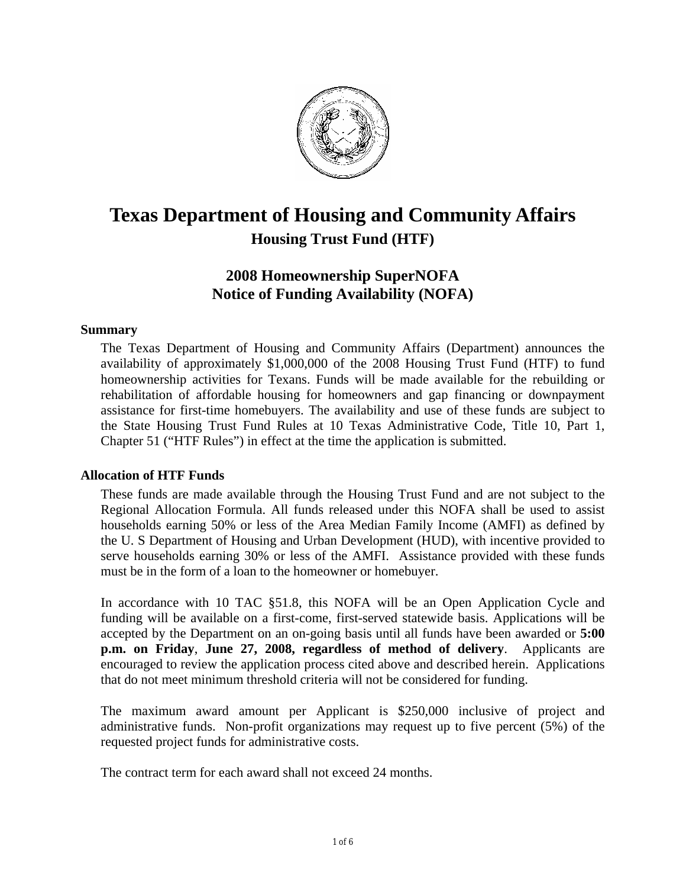# Texas Department of Housing and Community Affairs

## Housing Trust Fund (HTF)

## 2008 Homeownership SuperNOFA
## Notice of Funding Availability (NOFA)

### Summary

The Texas Department of Housing and Community Affairs (Department) announces the availability of approximately $1,000,000 of the 2008 Housing Trust Fund (HTF) to fund homeownership activities for Texans. Funds will be made available for the rebuilding or rehabilitation of affordable housing for homeowners and gap financing or downpayment assistance for first-time homebuyers. The availability and use of these funds are subject to the State Housing Trust Fund Rules at 10 Texas Administrative Code, Title 10, Part 1, Chapter 51 ("HTF Rules") in effect at the time the application is submitted.

### Allocation of HTF Funds

These funds are made available through the Housing Trust Fund and are not subject to the Regional Allocation Formula. All funds released under this NOFA shall be used to assist households earning 50% or less of the Area Median Family Income (AMFI) as defined by the U. S Department of Housing and Urban Development (HUD), with incentive provided to serve households earning 30% or less of the AMFI. Assistance provided with these funds must be in the form of a loan to the homeowner or homebuyer.

In accordance with 10 TAC §51.8, this NOFA will be an Open Application Cycle and funding will be available on a first-come, first-served statewide basis. Applications will be accepted by the Department on an on-going basis until all funds have been awarded or **5:00 p.m. on Friday**, **June 27, 2008, regardless of method of delivery**. Applicants are encouraged to review the application process cited above and described herein. Applications that do not meet minimum threshold criteria will not be considered for funding.

The maximum award amount per Applicant is $250,000 inclusive of project and administrative funds. Non-profit organizations may request up to five percent (5%) of the requested project funds for administrative costs.

The contract term for each award shall not exceed 24 months.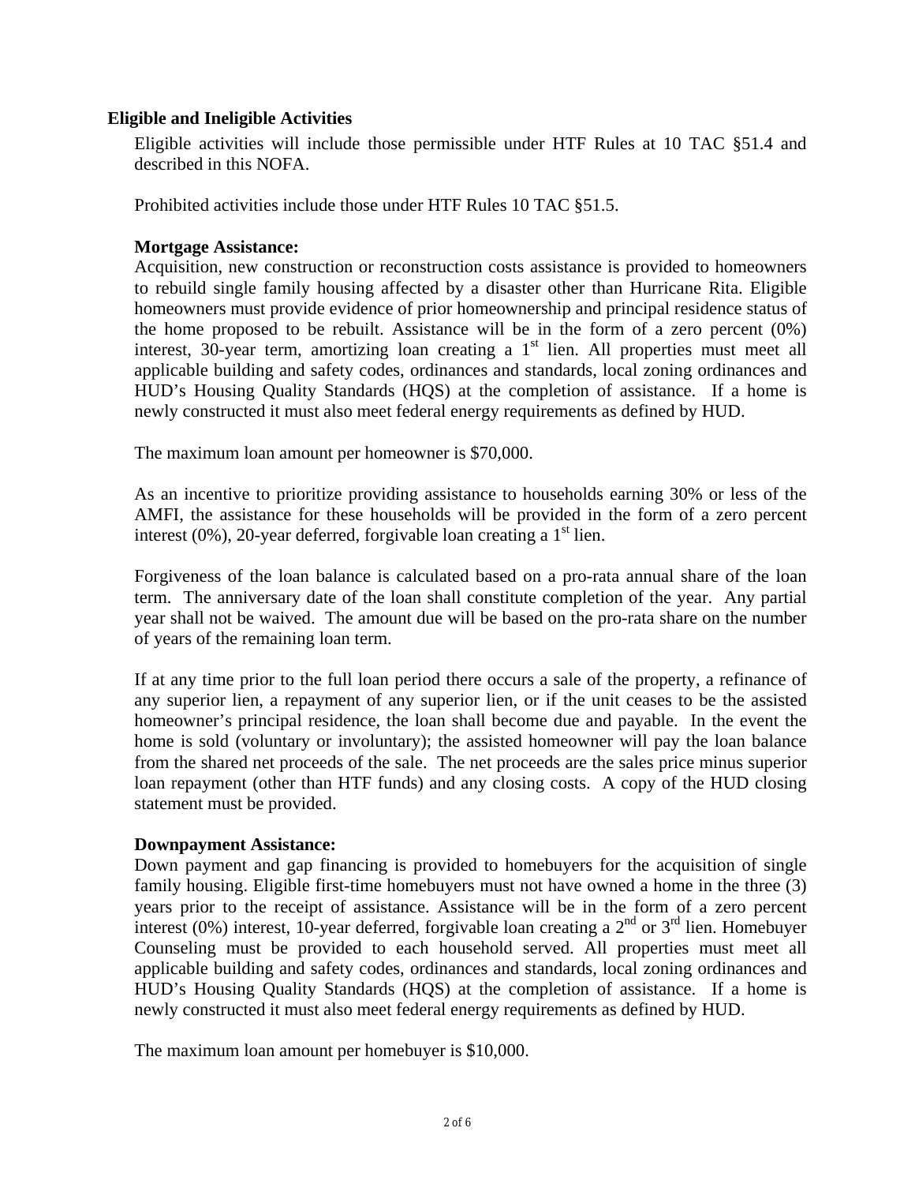## Eligible and Ineligible Activities

Eligible activities will include those permissible under HTF Rules at 10 TAC §51.4 and described in this NOFA.

Prohibited activities include those under HTF Rules 10 TAC §51.5.

**Mortgage Assistance:**

Acquisition, new construction or reconstruction costs assistance is provided to homeowners to rebuild single family housing affected by a disaster other than Hurricane Rita. Eligible homeowners must provide evidence of prior homeownership and principal residence status of the home proposed to be rebuilt. Assistance will be in the form of a zero percent (0%) interest, 30-year term, amortizing loan creating a 1st lien. All properties must meet all applicable building and safety codes, ordinances and standards, local zoning ordinances and HUD's Housing Quality Standards (HQS) at the completion of assistance. If a home is newly constructed it must also meet federal energy requirements as defined by HUD.

The maximum loan amount per homeowner is $70,000.

As an incentive to prioritize providing assistance to households earning 30% or less of the AMFI, the assistance for these households will be provided in the form of a zero percent interest (0%), 20-year deferred, forgivable loan creating a 1st lien.

Forgiveness of the loan balance is calculated based on a pro-rata annual share of the loan term. The anniversary date of the loan shall constitute completion of the year. Any partial year shall not be waived. The amount due will be based on the pro-rata share on the number of years of the remaining loan term.

If at any time prior to the full loan period there occurs a sale of the property, a refinance of any superior lien, a repayment of any superior lien, or if the unit ceases to be the assisted homeowner's principal residence, the loan shall become due and payable. In the event the home is sold (voluntary or involuntary); the assisted homeowner will pay the loan balance from the shared net proceeds of the sale. The net proceeds are the sales price minus superior loan repayment (other than HTF funds) and any closing costs. A copy of the HUD closing statement must be provided.

**Downpayment Assistance:**

Down payment and gap financing is provided to homebuyers for the acquisition of single family housing. Eligible first-time homebuyers must not have owned a home in the three (3) years prior to the receipt of assistance. Assistance will be in the form of a zero percent interest (0%) interest, 10-year deferred, forgivable loan creating a 2nd or 3rd lien. Homebuyer Counseling must be provided to each household served. All properties must meet all applicable building and safety codes, ordinances and standards, local zoning ordinances and HUD's Housing Quality Standards (HQS) at the completion of assistance. If a home is newly constructed it must also meet federal energy requirements as defined by HUD.

The maximum loan amount per homebuyer is $10,000.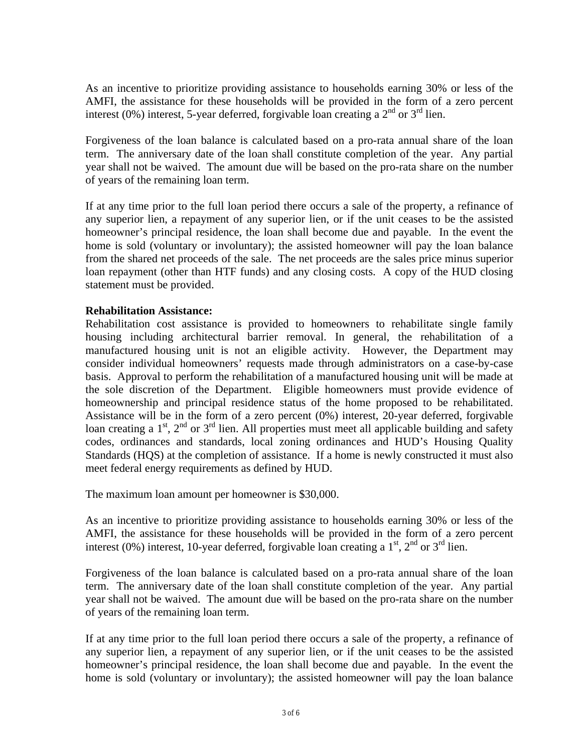As an incentive to prioritize providing assistance to households earning 30% or less of the AMFI, the assistance for these households will be provided in the form of a zero percent interest (0%) interest, 5-year deferred, forgivable loan creating a 2nd or 3rd lien.

Forgiveness of the loan balance is calculated based on a pro-rata annual share of the loan term. The anniversary date of the loan shall constitute completion of the year. Any partial year shall not be waived. The amount due will be based on the pro-rata share on the number of years of the remaining loan term.

If at any time prior to the full loan period there occurs a sale of the property, a refinance of any superior lien, a repayment of any superior lien, or if the unit ceases to be the assisted homeowner's principal residence, the loan shall become due and payable. In the event the home is sold (voluntary or involuntary); the assisted homeowner will pay the loan balance from the shared net proceeds of the sale. The net proceeds are the sales price minus superior loan repayment (other than HTF funds) and any closing costs. A copy of the HUD closing statement must be provided.

**Rehabilitation Assistance:**
Rehabilitation cost assistance is provided to homeowners to rehabilitate single family housing including architectural barrier removal. In general, the rehabilitation of a manufactured housing unit is not an eligible activity. However, the Department may consider individual homeowners' requests made through administrators on a case-by-case basis. Approval to perform the rehabilitation of a manufactured housing unit will be made at the sole discretion of the Department. Eligible homeowners must provide evidence of homeownership and principal residence status of the home proposed to be rehabilitated. Assistance will be in the form of a zero percent (0%) interest, 20-year deferred, forgivable loan creating a 1st, 2nd or 3rd lien. All properties must meet all applicable building and safety codes, ordinances and standards, local zoning ordinances and HUD's Housing Quality Standards (HQS) at the completion of assistance. If a home is newly constructed it must also meet federal energy requirements as defined by HUD.

The maximum loan amount per homeowner is $30,000.

As an incentive to prioritize providing assistance to households earning 30% or less of the AMFI, the assistance for these households will be provided in the form of a zero percent interest (0%) interest, 10-year deferred, forgivable loan creating a 1st, 2nd or 3rd lien.

Forgiveness of the loan balance is calculated based on a pro-rata annual share of the loan term. The anniversary date of the loan shall constitute completion of the year. Any partial year shall not be waived. The amount due will be based on the pro-rata share on the number of years of the remaining loan term.

If at any time prior to the full loan period there occurs a sale of the property, a refinance of any superior lien, a repayment of any superior lien, or if the unit ceases to be the assisted homeowner's principal residence, the loan shall become due and payable. In the event the home is sold (voluntary or involuntary); the assisted homeowner will pay the loan balance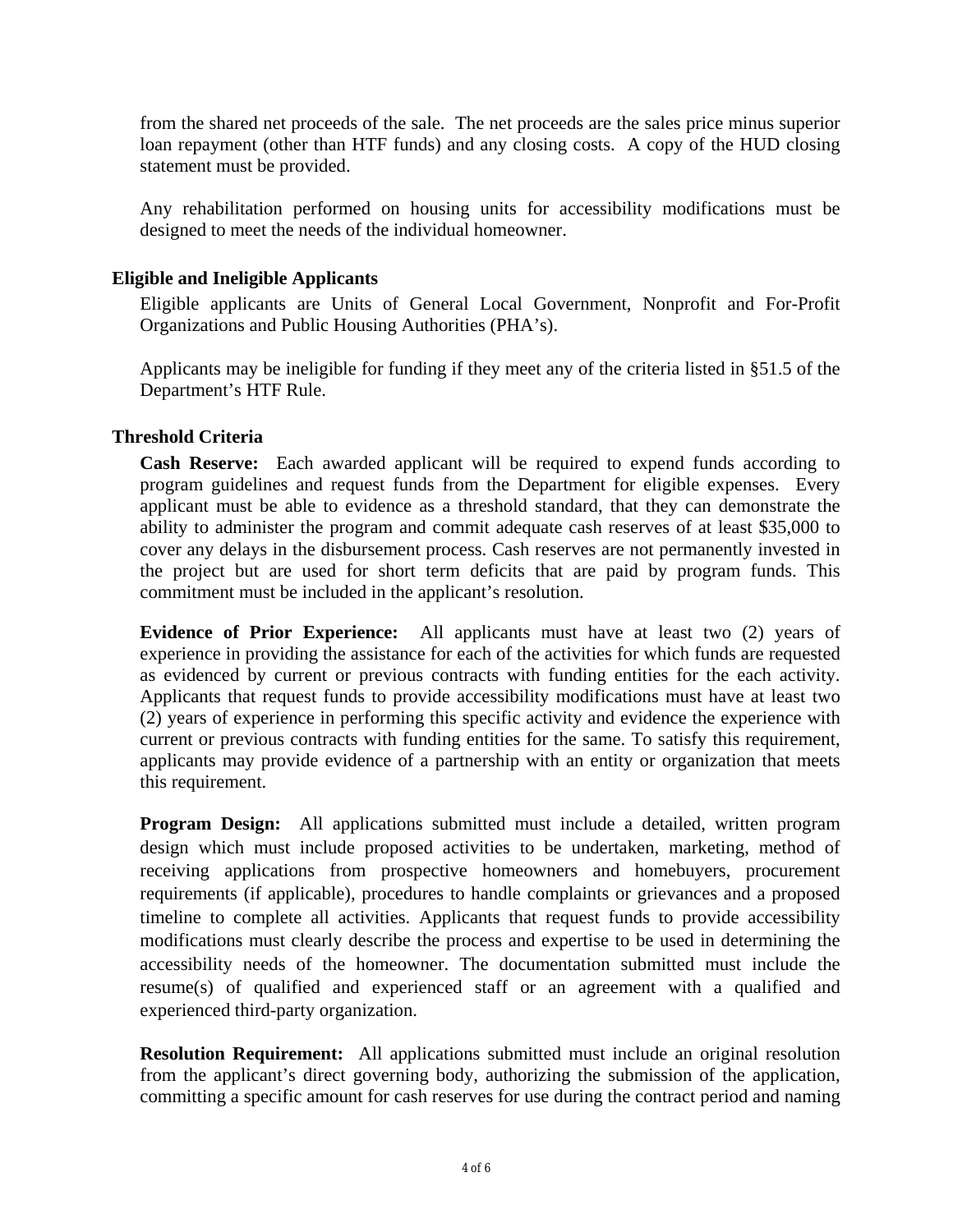from the shared net proceeds of the sale. The net proceeds are the sales price minus superior loan repayment (other than HTF funds) and any closing costs. A copy of the HUD closing statement must be provided.

Any rehabilitation performed on housing units for accessibility modifications must be designed to meet the needs of the individual homeowner.

## Eligible and Ineligible Applicants

Eligible applicants are Units of General Local Government, Nonprofit and For-Profit Organizations and Public Housing Authorities (PHA's).

Applicants may be ineligible for funding if they meet any of the criteria listed in §51.5 of the Department's HTF Rule.

## Threshold Criteria

**Cash Reserve:** Each awarded applicant will be required to expend funds according to program guidelines and request funds from the Department for eligible expenses. Every applicant must be able to evidence as a threshold standard, that they can demonstrate the ability to administer the program and commit adequate cash reserves of at least $35,000 to cover any delays in the disbursement process. Cash reserves are not permanently invested in the project but are used for short term deficits that are paid by program funds. This commitment must be included in the applicant's resolution.

**Evidence of Prior Experience:** All applicants must have at least two (2) years of experience in providing the assistance for each of the activities for which funds are requested as evidenced by current or previous contracts with funding entities for the each activity. Applicants that request funds to provide accessibility modifications must have at least two (2) years of experience in performing this specific activity and evidence the experience with current or previous contracts with funding entities for the same. To satisfy this requirement, applicants may provide evidence of a partnership with an entity or organization that meets this requirement.

**Program Design:** All applications submitted must include a detailed, written program design which must include proposed activities to be undertaken, marketing, method of receiving applications from prospective homeowners and homebuyers, procurement requirements (if applicable), procedures to handle complaints or grievances and a proposed timeline to complete all activities. Applicants that request funds to provide accessibility modifications must clearly describe the process and expertise to be used in determining the accessibility needs of the homeowner. The documentation submitted must include the resume(s) of qualified and experienced staff or an agreement with a qualified and experienced third-party organization.

**Resolution Requirement:** All applications submitted must include an original resolution from the applicant's direct governing body, authorizing the submission of the application, committing a specific amount for cash reserves for use during the contract period and naming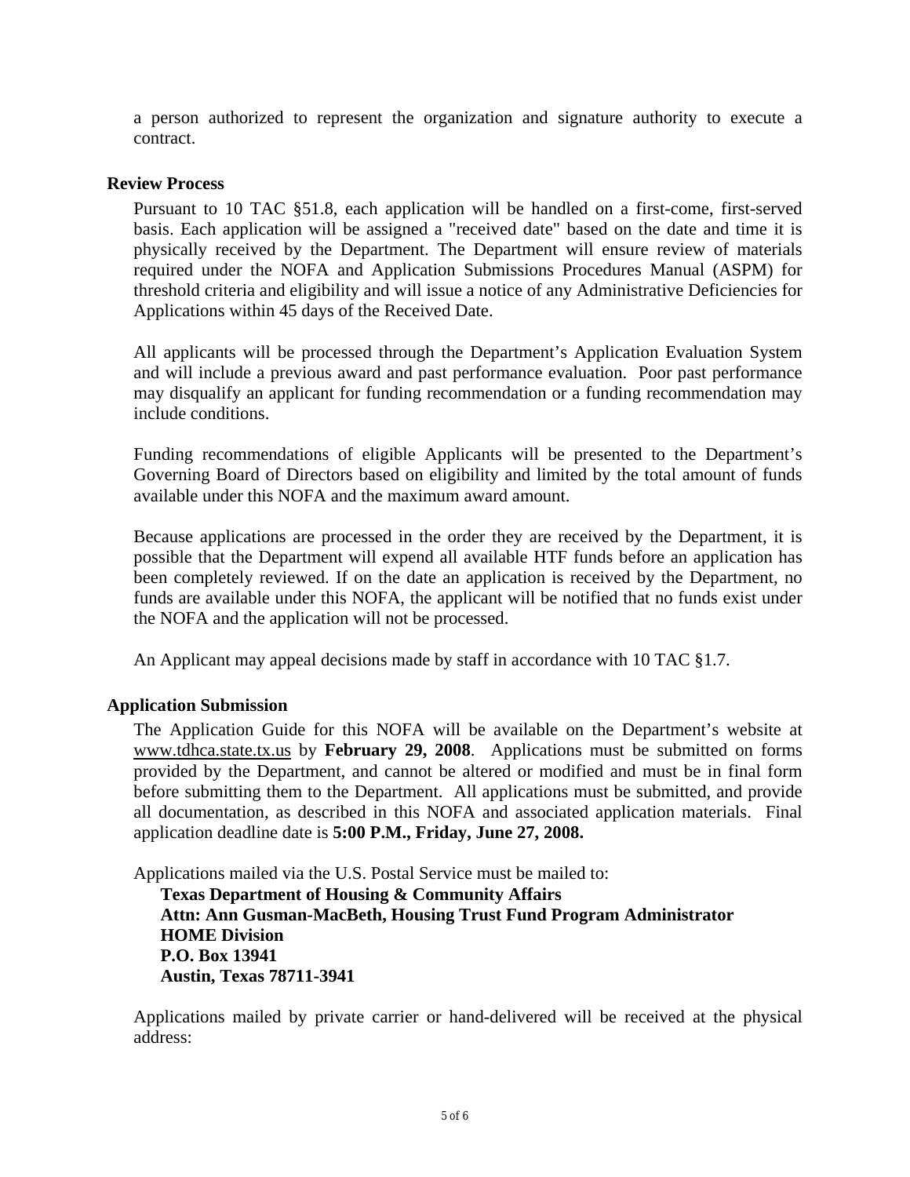a person authorized to represent the organization and signature authority to execute a contract.

**Review Process**

Pursuant to 10 TAC §51.8, each application will be handled on a first-come, first-served basis. Each application will be assigned a "received date" based on the date and time it is physically received by the Department. The Department will ensure review of materials required under the NOFA and Application Submissions Procedures Manual (ASPM) for threshold criteria and eligibility and will issue a notice of any Administrative Deficiencies for Applications within 45 days of the Received Date.

All applicants will be processed through the Department's Application Evaluation System and will include a previous award and past performance evaluation. Poor past performance may disqualify an applicant for funding recommendation or a funding recommendation may include conditions.

Funding recommendations of eligible Applicants will be presented to the Department's Governing Board of Directors based on eligibility and limited by the total amount of funds available under this NOFA and the maximum award amount.

Because applications are processed in the order they are received by the Department, it is possible that the Department will expend all available HTF funds before an application has been completely reviewed. If on the date an application is received by the Department, no funds are available under this NOFA, the applicant will be notified that no funds exist under the NOFA and the application will not be processed.

An Applicant may appeal decisions made by staff in accordance with 10 TAC §1.7.

**Application Submission**

The Application Guide for this NOFA will be available on the Department's website at www.tdhca.state.tx.us by **February 29, 2008**. Applications must be submitted on forms provided by the Department, and cannot be altered or modified and must be in final form before submitting them to the Department. All applications must be submitted, and provide all documentation, as described in this NOFA and associated application materials. Final application deadline date is **5:00 P.M., Friday, June 27, 2008.**

Applications mailed via the U.S. Postal Service must be mailed to:

**Texas Department of Housing & Community Affairs**
**Attn: Ann Gusman-MacBeth, Housing Trust Fund Program Administrator**
**HOME Division**
**P.O. Box 13941**
**Austin, Texas 78711-3941**

Applications mailed by private carrier or hand-delivered will be received at the physical address: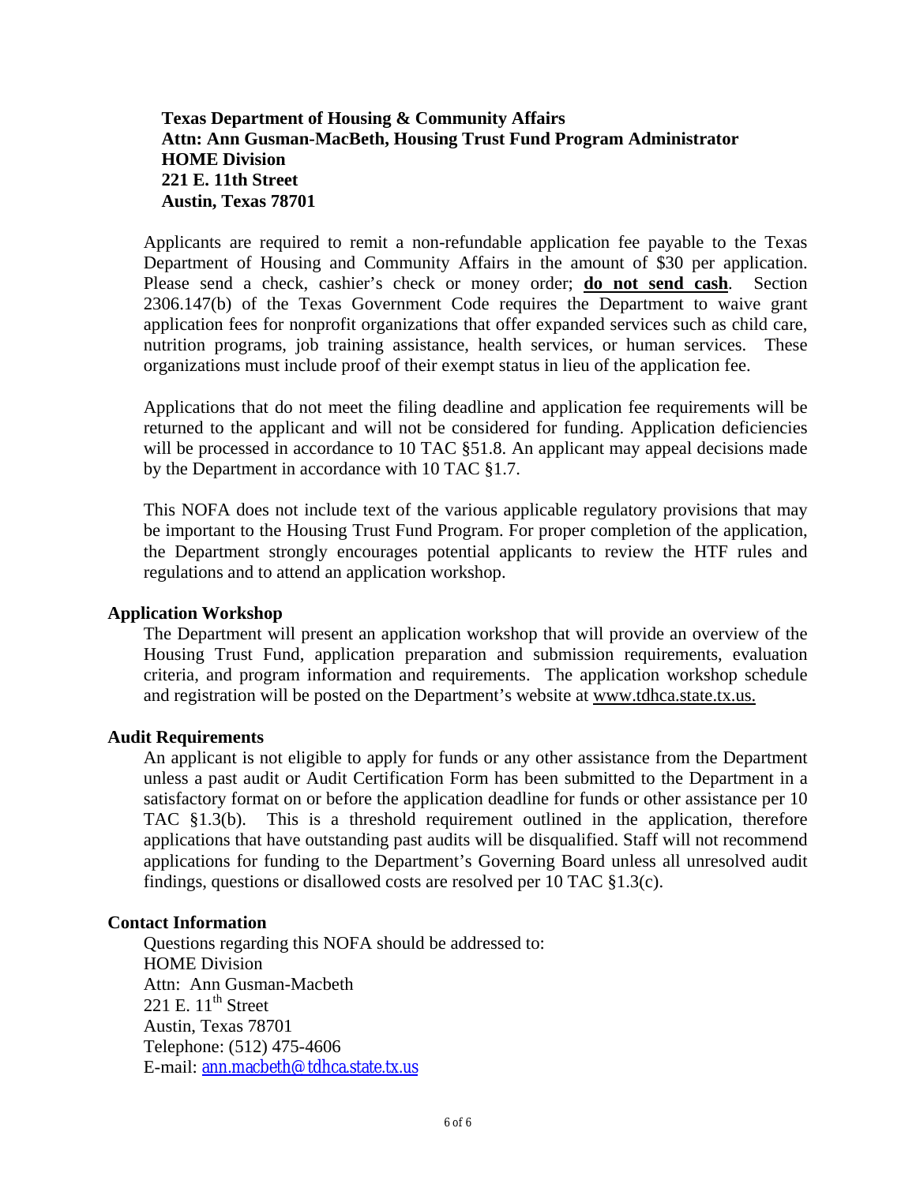**Texas Department of Housing & Community Affairs**
**Attn: Ann Gusman-MacBeth, Housing Trust Fund Program Administrator**
**HOME Division**
**221 E. 11th Street**
**Austin, Texas 78701**

Applicants are required to remit a non-refundable application fee payable to the Texas Department of Housing and Community Affairs in the amount of $30 per application. Please send a check, cashier's check or money order; **do not send cash**. Section 2306.147(b) of the Texas Government Code requires the Department to waive grant application fees for nonprofit organizations that offer expanded services such as child care, nutrition programs, job training assistance, health services, or human services. These organizations must include proof of their exempt status in lieu of the application fee.

Applications that do not meet the filing deadline and application fee requirements will be returned to the applicant and will not be considered for funding. Application deficiencies will be processed in accordance to 10 TAC §51.8. An applicant may appeal decisions made by the Department in accordance with 10 TAC §1.7.

This NOFA does not include text of the various applicable regulatory provisions that may be important to the Housing Trust Fund Program. For proper completion of the application, the Department strongly encourages potential applicants to review the HTF rules and regulations and to attend an application workshop.

### Application Workshop

The Department will present an application workshop that will provide an overview of the Housing Trust Fund, application preparation and submission requirements, evaluation criteria, and program information and requirements. The application workshop schedule and registration will be posted on the Department's website at www.tdhca.state.tx.us.

### Audit Requirements

An applicant is not eligible to apply for funds or any other assistance from the Department unless a past audit or Audit Certification Form has been submitted to the Department in a satisfactory format on or before the application deadline for funds or other assistance per 10 TAC §1.3(b). This is a threshold requirement outlined in the application, therefore applications that have outstanding past audits will be disqualified. Staff will not recommend applications for funding to the Department's Governing Board unless all unresolved audit findings, questions or disallowed costs are resolved per 10 TAC §1.3(c).

### Contact Information

Questions regarding this NOFA should be addressed to:
HOME Division
Attn: Ann Gusman-Macbeth
221 E. 11th Street
Austin, Texas 78701
Telephone: (512) 475-4606
E-mail: ann.macbeth@tdhca.state.tx.us